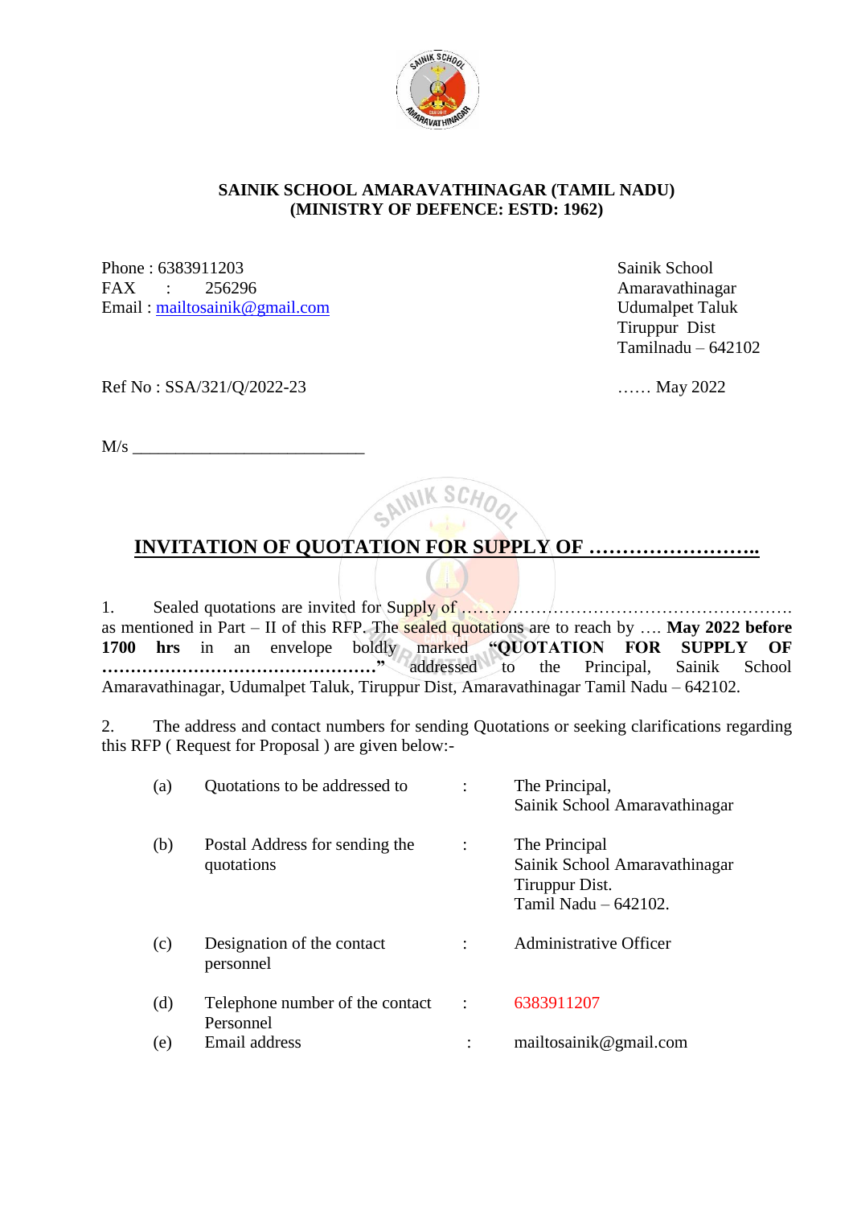**SAINIK SCHOOL AMARAVATHINAGAR (TAMIL NADU)**
**(MINISTRY OF DEFENCE: ESTD: 1962)**

Phone : 6383911203
FAX : 256296
Email : mailtosainik@gmail.com

Sainik School
Amaravathinagar
Udumalpet Taluk
Tiruppur Dist
Tamilnadu – 642102

Ref No : SSA/321/Q/2022-23

…… May 2022

M/s ___________________________

## INVITATION OF QUOTATION FOR SUPPLY OF ……………………..

1. Sealed quotations are invited for Supply of …………………………………………………. as mentioned in Part – II of this RFP. The sealed quotations are to reach by …. **May 2022 before 1700 hrs** in an envelope boldly marked **"QUOTATION FOR SUPPLY OF …………………………………………"** addressed to the Principal, Sainik School Amaravathinagar, Udumalpet Taluk, Tiruppur Dist, Amaravathinagar Tamil Nadu – 642102.

2. The address and contact numbers for sending Quotations or seeking clarifications regarding this RFP ( Request for Proposal ) are given below:-

| | | | |
|---|---|---|---|
| (a) | Quotations to be addressed to | : | The Principal,<br>Sainik School Amaravathinagar |
| (b) | Postal Address for sending the quotations | : | The Principal<br>Sainik School Amaravathinagar<br>Tiruppur Dist.<br>Tamil Nadu – 642102. |
| (c) | Designation of the contact personnel | : | Administrative Officer |
| (d) | Telephone number of the contact Personnel | : | 6383911207 |
| (e) | Email address | : | mailtosainik@gmail.com |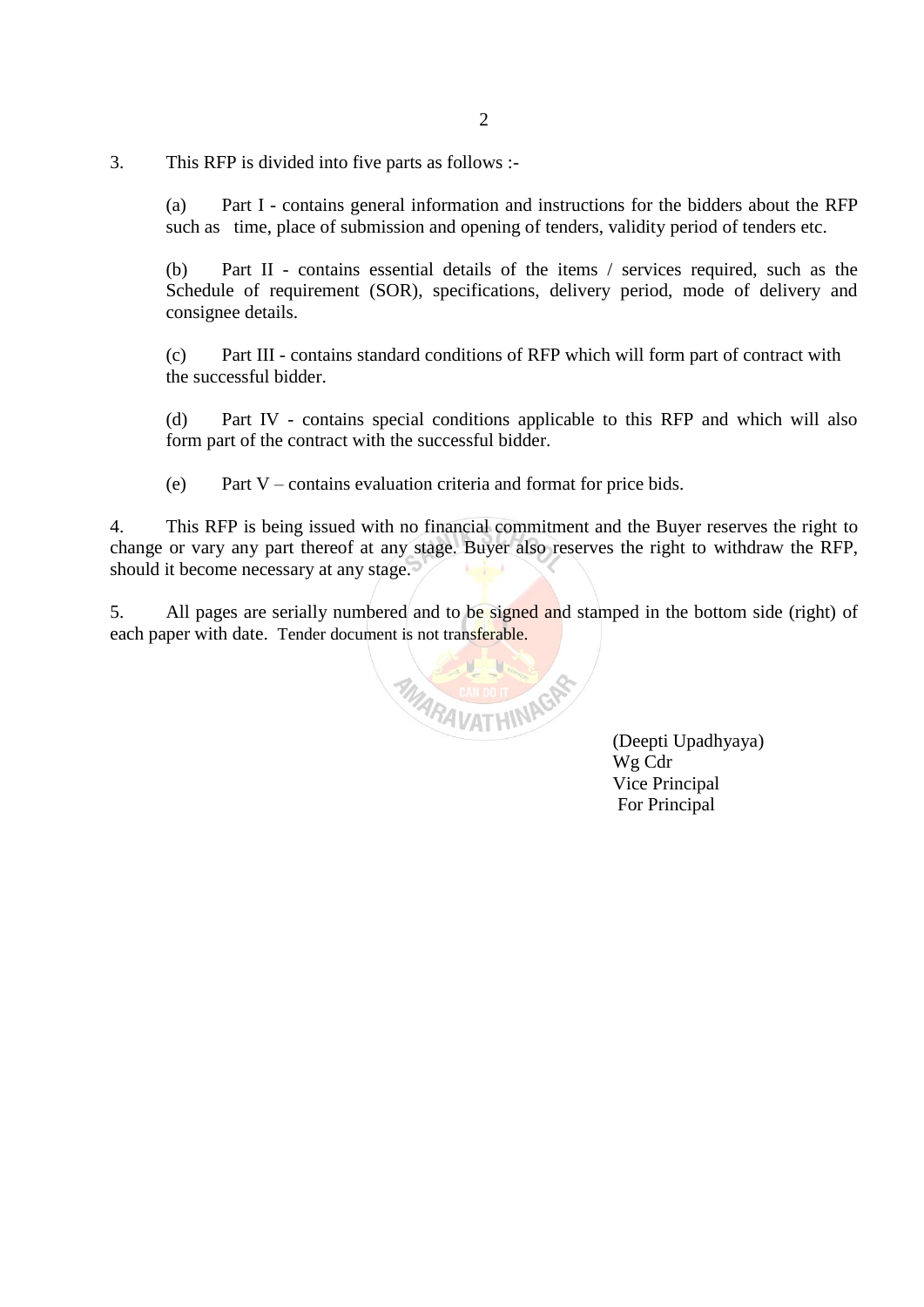3. This RFP is divided into five parts as follows :-

(a) Part I - contains general information and instructions for the bidders about the RFP such as time, place of submission and opening of tenders, validity period of tenders etc.

(b) Part II - contains essential details of the items / services required, such as the Schedule of requirement (SOR), specifications, delivery period, mode of delivery and consignee details.

(c) Part III - contains standard conditions of RFP which will form part of contract with the successful bidder.

(d) Part IV - contains special conditions applicable to this RFP and which will also form part of the contract with the successful bidder.

(e) Part V – contains evaluation criteria and format for price bids.

4. This RFP is being issued with no financial commitment and the Buyer reserves the right to change or vary any part thereof at any stage. Buyer also reserves the right to withdraw the RFP, should it become necessary at any stage.

5. All pages are serially numbered and to be signed and stamped in the bottom side (right) of each paper with date. Tender document is not transferable.

(Deepti Upadhyaya)
Wg Cdr
Vice Principal
For Principal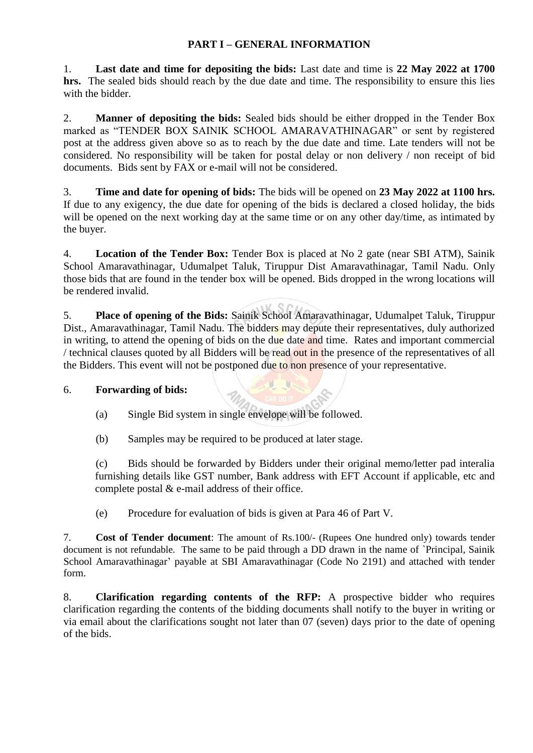## PART I – GENERAL INFORMATION

1. **Last date and time for depositing the bids:** Last date and time is **22 May 2022 at 1700 hrs.** The sealed bids should reach by the due date and time. The responsibility to ensure this lies with the bidder.

2. **Manner of depositing the bids:** Sealed bids should be either dropped in the Tender Box marked as "TENDER BOX SAINIK SCHOOL AMARAVATHINAGAR" or sent by registered post at the address given above so as to reach by the due date and time. Late tenders will not be considered. No responsibility will be taken for postal delay or non delivery / non receipt of bid documents. Bids sent by FAX or e-mail will not be considered.

3. **Time and date for opening of bids:** The bids will be opened on **23 May 2022 at 1100 hrs.** If due to any exigency, the due date for opening of the bids is declared a closed holiday, the bids will be opened on the next working day at the same time or on any other day/time, as intimated by the buyer.

4. **Location of the Tender Box:** Tender Box is placed at No 2 gate (near SBI ATM), Sainik School Amaravathinagar, Udumalpet Taluk, Tiruppur Dist Amaravathinagar, Tamil Nadu. Only those bids that are found in the tender box will be opened. Bids dropped in the wrong locations will be rendered invalid.

5. **Place of opening of the Bids:** Sainik School Amaravathinagar, Udumalpet Taluk, Tiruppur Dist., Amaravathinagar, Tamil Nadu. The bidders may depute their representatives, duly authorized in writing, to attend the opening of bids on the due date and time. Rates and important commercial / technical clauses quoted by all Bidders will be read out in the presence of the representatives of all the Bidders. This event will not be postponed due to non presence of your representative.

6. **Forwarding of bids:**

(a) Single Bid system in single envelope will be followed.

(b) Samples may be required to be produced at later stage.

(c) Bids should be forwarded by Bidders under their original memo/letter pad interalia furnishing details like GST number, Bank address with EFT Account if applicable, etc and complete postal & e-mail address of their office.

(e) Procedure for evaluation of bids is given at Para 46 of Part V.

7. **Cost of Tender document**: The amount of Rs.100/- (Rupees One hundred only) towards tender document is not refundable. The same to be paid through a DD drawn in the name of `Principal, Sainik School Amaravathinagar' payable at SBI Amaravathinagar (Code No 2191) and attached with tender form.

8. **Clarification regarding contents of the RFP:** A prospective bidder who requires clarification regarding the contents of the bidding documents shall notify to the buyer in writing or via email about the clarifications sought not later than 07 (seven) days prior to the date of opening of the bids.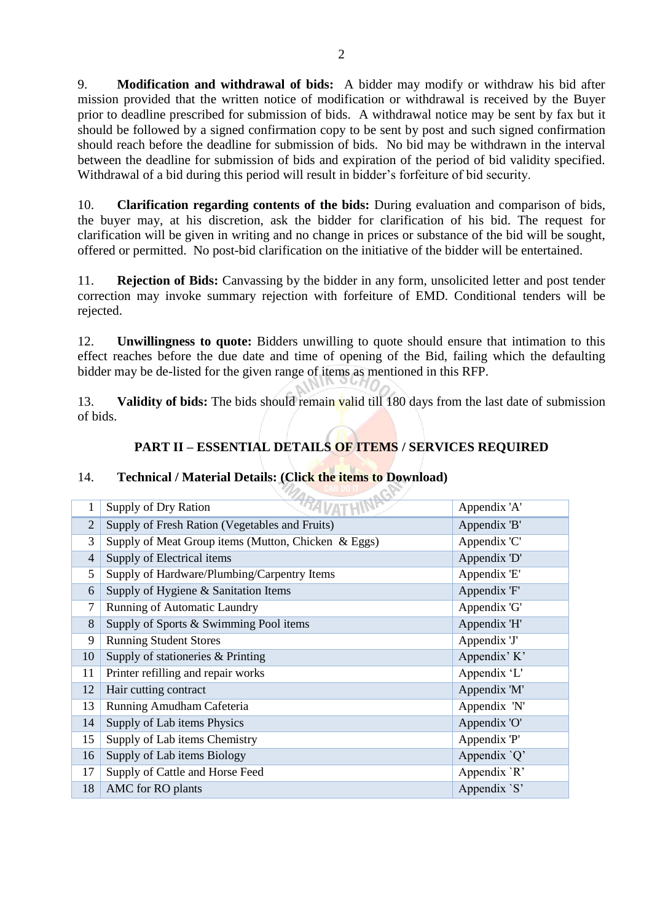9. **Modification and withdrawal of bids:** A bidder may modify or withdraw his bid after mission provided that the written notice of modification or withdrawal is received by the Buyer prior to deadline prescribed for submission of bids. A withdrawal notice may be sent by fax but it should be followed by a signed confirmation copy to be sent by post and such signed confirmation should reach before the deadline for submission of bids. No bid may be withdrawn in the interval between the deadline for submission of bids and expiration of the period of bid validity specified. Withdrawal of a bid during this period will result in bidder's forfeiture of bid security.

10. **Clarification regarding contents of the bids:** During evaluation and comparison of bids, the buyer may, at his discretion, ask the bidder for clarification of his bid. The request for clarification will be given in writing and no change in prices or substance of the bid will be sought, offered or permitted. No post-bid clarification on the initiative of the bidder will be entertained.

11. **Rejection of Bids:** Canvassing by the bidder in any form, unsolicited letter and post tender correction may invoke summary rejection with forfeiture of EMD. Conditional tenders will be rejected.

12. **Unwillingness to quote:** Bidders unwilling to quote should ensure that intimation to this effect reaches before the due date and time of opening of the Bid, failing which the defaulting bidder may be de-listed for the given range of items as mentioned in this RFP.

13. **Validity of bids:** The bids should remain valid till 180 days from the last date of submission of bids.

## PART II – ESSENTIAL DETAILS OF ITEMS / SERVICES REQUIRED

14. **Technical / Material Details: (Click the items to Download)**

| | | |
|---|---|---|
| 1 | Supply of Dry Ration | Appendix 'A' |
| 2 | Supply of Fresh Ration (Vegetables and Fruits) | Appendix 'B' |
| 3 | Supply of Meat Group items (Mutton, Chicken & Eggs) | Appendix 'C' |
| 4 | Supply of Electrical items | Appendix 'D' |
| 5 | Supply of Hardware/Plumbing/Carpentry Items | Appendix 'E' |
| 6 | Supply of Hygiene & Sanitation Items | Appendix 'F' |
| 7 | Running of Automatic Laundry | Appendix 'G' |
| 8 | Supply of Sports & Swimming Pool items | Appendix 'H' |
| 9 | Running Student Stores | Appendix 'J' |
| 10 | Supply of stationeries & Printing | Appendix' K' |
| 11 | Printer refilling and repair works | Appendix 'L' |
| 12 | Hair cutting contract | Appendix 'M' |
| 13 | Running Amudham Cafeteria | Appendix 'N' |
| 14 | Supply of Lab items Physics | Appendix 'O' |
| 15 | Supply of Lab items Chemistry | Appendix 'P' |
| 16 | Supply of Lab items Biology | Appendix `Q' |
| 17 | Supply of Cattle and Horse Feed | Appendix `R' |
| 18 | AMC for RO plants | Appendix `S' |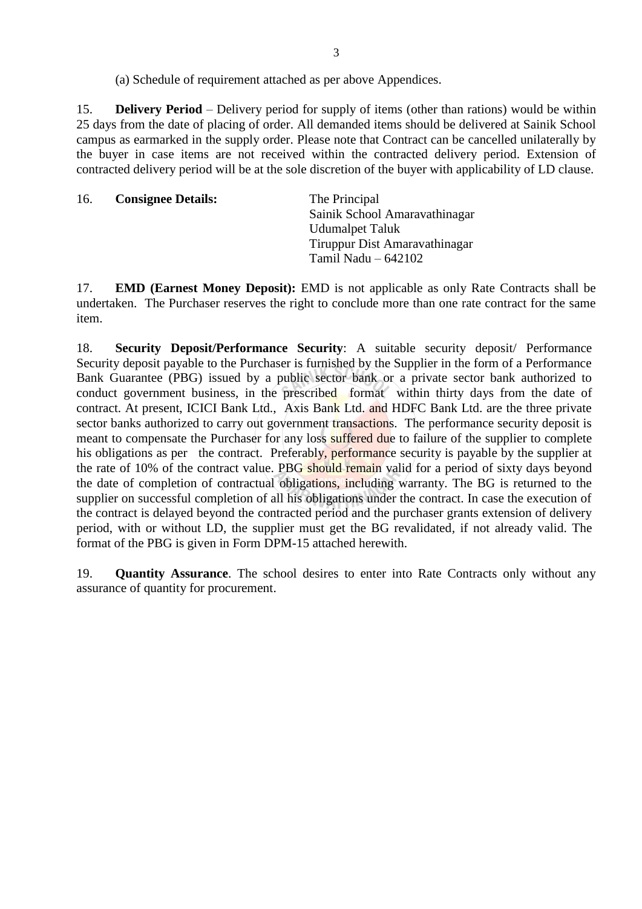(a) Schedule of requirement attached as per above Appendices.

15. **Delivery Period** – Delivery period for supply of items (other than rations) would be within 25 days from the date of placing of order. All demanded items should be delivered at Sainik School campus as earmarked in the supply order. Please note that Contract can be cancelled unilaterally by the buyer in case items are not received within the contracted delivery period. Extension of contracted delivery period will be at the sole discretion of the buyer with applicability of LD clause.

16. **Consignee Details:**

The Principal
Sainik School Amaravathinagar
Udumalpet Taluk
Tiruppur Dist Amaravathinagar
Tamil Nadu – 642102

17. **EMD (Earnest Money Deposit):** EMD is not applicable as only Rate Contracts shall be undertaken. The Purchaser reserves the right to conclude more than one rate contract for the same item.

18. **Security Deposit/Performance Security**: A suitable security deposit/ Performance Security deposit payable to the Purchaser is furnished by the Supplier in the form of a Performance Bank Guarantee (PBG) issued by a public sector bank or a private sector bank authorized to conduct government business, in the prescribed format within thirty days from the date of contract. At present, ICICI Bank Ltd., Axis Bank Ltd. and HDFC Bank Ltd. are the three private sector banks authorized to carry out government transactions. The performance security deposit is meant to compensate the Purchaser for any loss suffered due to failure of the supplier to complete his obligations as per the contract. Preferably, performance security is payable by the supplier at the rate of 10% of the contract value. PBG should remain valid for a period of sixty days beyond the date of completion of contractual obligations, including warranty. The BG is returned to the supplier on successful completion of all his obligations under the contract. In case the execution of the contract is delayed beyond the contracted period and the purchaser grants extension of delivery period, with or without LD, the supplier must get the BG revalidated, if not already valid. The format of the PBG is given in Form DPM-15 attached herewith.

19. **Quantity Assurance**. The school desires to enter into Rate Contracts only without any assurance of quantity for procurement.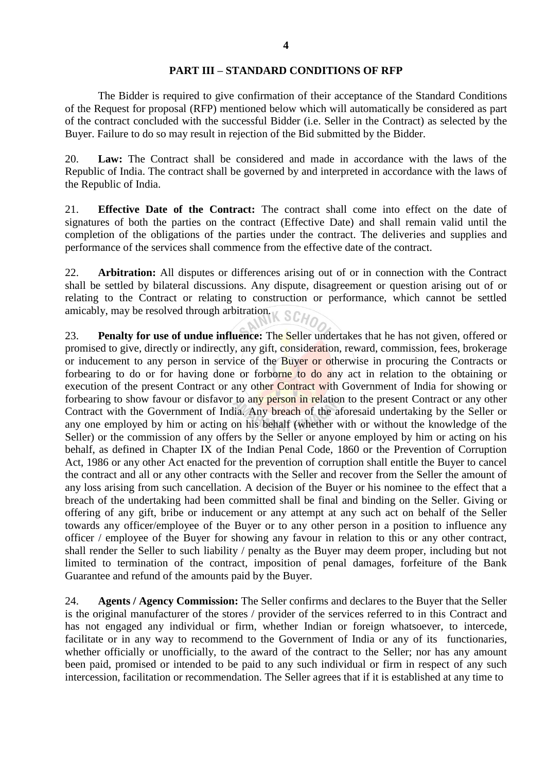## PART III – STANDARD CONDITIONS OF RFP

The Bidder is required to give confirmation of their acceptance of the Standard Conditions of the Request for proposal (RFP) mentioned below which will automatically be considered as part of the contract concluded with the successful Bidder (i.e. Seller in the Contract) as selected by the Buyer. Failure to do so may result in rejection of the Bid submitted by the Bidder.

20. **Law:** The Contract shall be considered and made in accordance with the laws of the Republic of India. The contract shall be governed by and interpreted in accordance with the laws of the Republic of India.

21. **Effective Date of the Contract:** The contract shall come into effect on the date of signatures of both the parties on the contract (Effective Date) and shall remain valid until the completion of the obligations of the parties under the contract. The deliveries and supplies and performance of the services shall commence from the effective date of the contract.

22. **Arbitration:** All disputes or differences arising out of or in connection with the Contract shall be settled by bilateral discussions. Any dispute, disagreement or question arising out of or relating to the Contract or relating to construction or performance, which cannot be settled amicably, may be resolved through arbitration.

23. **Penalty for use of undue influence:** The Seller undertakes that he has not given, offered or promised to give, directly or indirectly, any gift, consideration, reward, commission, fees, brokerage or inducement to any person in service of the Buyer or otherwise in procuring the Contracts or forbearing to do or for having done or forborne to do any act in relation to the obtaining or execution of the present Contract or any other Contract with Government of India for showing or forbearing to show favour or disfavor to any person in relation to the present Contract or any other Contract with the Government of India. Any breach of the aforesaid undertaking by the Seller or any one employed by him or acting on his behalf (whether with or without the knowledge of the Seller) or the commission of any offers by the Seller or anyone employed by him or acting on his behalf, as defined in Chapter IX of the Indian Penal Code, 1860 or the Prevention of Corruption Act, 1986 or any other Act enacted for the prevention of corruption shall entitle the Buyer to cancel the contract and all or any other contracts with the Seller and recover from the Seller the amount of any loss arising from such cancellation. A decision of the Buyer or his nominee to the effect that a breach of the undertaking had been committed shall be final and binding on the Seller. Giving or offering of any gift, bribe or inducement or any attempt at any such act on behalf of the Seller towards any officer/employee of the Buyer or to any other person in a position to influence any officer / employee of the Buyer for showing any favour in relation to this or any other contract, shall render the Seller to such liability / penalty as the Buyer may deem proper, including but not limited to termination of the contract, imposition of penal damages, forfeiture of the Bank Guarantee and refund of the amounts paid by the Buyer.

24. **Agents / Agency Commission:** The Seller confirms and declares to the Buyer that the Seller is the original manufacturer of the stores / provider of the services referred to in this Contract and has not engaged any individual or firm, whether Indian or foreign whatsoever, to intercede, facilitate or in any way to recommend to the Government of India or any of its functionaries, whether officially or unofficially, to the award of the contract to the Seller; nor has any amount been paid, promised or intended to be paid to any such individual or firm in respect of any such intercession, facilitation or recommendation. The Seller agrees that if it is established at any time to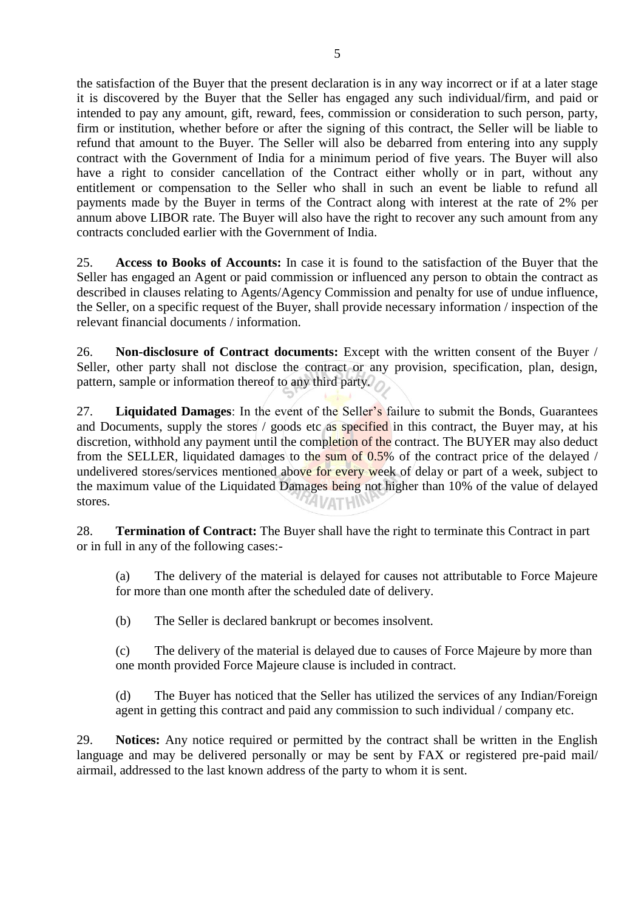the satisfaction of the Buyer that the present declaration is in any way incorrect or if at a later stage it is discovered by the Buyer that the Seller has engaged any such individual/firm, and paid or intended to pay any amount, gift, reward, fees, commission or consideration to such person, party, firm or institution, whether before or after the signing of this contract, the Seller will be liable to refund that amount to the Buyer. The Seller will also be debarred from entering into any supply contract with the Government of India for a minimum period of five years. The Buyer will also have a right to consider cancellation of the Contract either wholly or in part, without any entitlement or compensation to the Seller who shall in such an event be liable to refund all payments made by the Buyer in terms of the Contract along with interest at the rate of 2% per annum above LIBOR rate. The Buyer will also have the right to recover any such amount from any contracts concluded earlier with the Government of India.

25. **Access to Books of Accounts:** In case it is found to the satisfaction of the Buyer that the Seller has engaged an Agent or paid commission or influenced any person to obtain the contract as described in clauses relating to Agents/Agency Commission and penalty for use of undue influence, the Seller, on a specific request of the Buyer, shall provide necessary information / inspection of the relevant financial documents / information.

26. **Non-disclosure of Contract documents:** Except with the written consent of the Buyer / Seller, other party shall not disclose the contract or any provision, specification, plan, design, pattern, sample or information thereof to any third party.

27. **Liquidated Damages**: In the event of the Seller's failure to submit the Bonds, Guarantees and Documents, supply the stores / goods etc as specified in this contract, the Buyer may, at his discretion, withhold any payment until the completion of the contract. The BUYER may also deduct from the SELLER, liquidated damages to the sum of 0.5% of the contract price of the delayed / undelivered stores/services mentioned above for every week of delay or part of a week, subject to the maximum value of the Liquidated Damages being not higher than 10% of the value of delayed stores.

28. **Termination of Contract:** The Buyer shall have the right to terminate this Contract in part or in full in any of the following cases:-

(a) The delivery of the material is delayed for causes not attributable to Force Majeure for more than one month after the scheduled date of delivery.

(b) The Seller is declared bankrupt or becomes insolvent.

(c) The delivery of the material is delayed due to causes of Force Majeure by more than one month provided Force Majeure clause is included in contract.

(d) The Buyer has noticed that the Seller has utilized the services of any Indian/Foreign agent in getting this contract and paid any commission to such individual / company etc.

29. **Notices:** Any notice required or permitted by the contract shall be written in the English language and may be delivered personally or may be sent by FAX or registered pre-paid mail/ airmail, addressed to the last known address of the party to whom it is sent.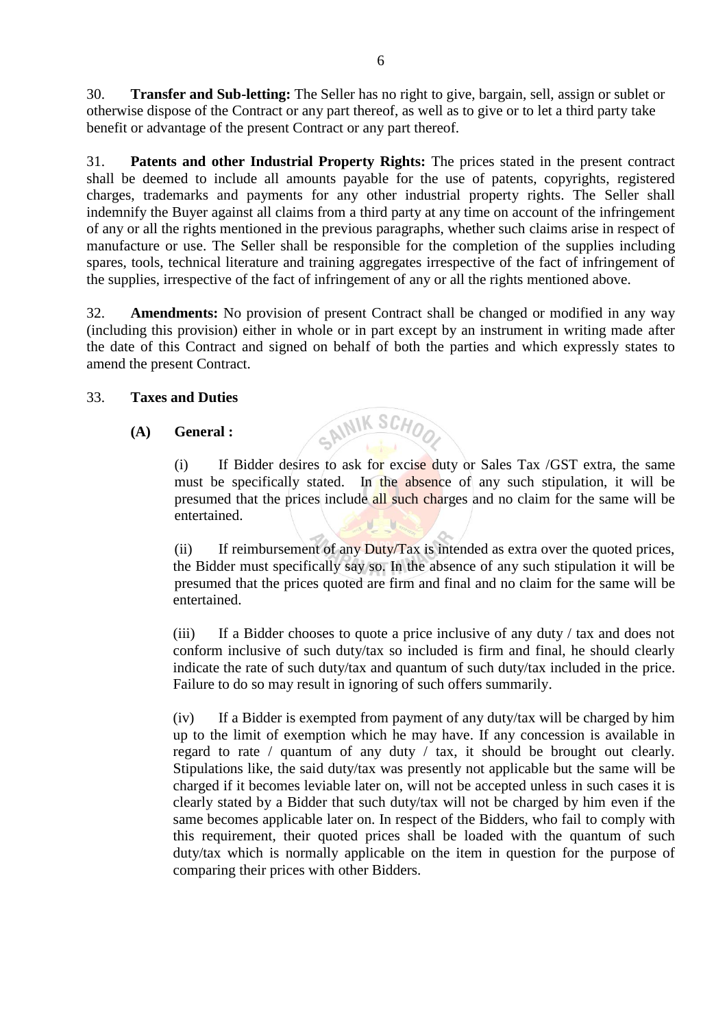30. **Transfer and Sub-letting:** The Seller has no right to give, bargain, sell, assign or sublet or otherwise dispose of the Contract or any part thereof, as well as to give or to let a third party take benefit or advantage of the present Contract or any part thereof.

31. **Patents and other Industrial Property Rights:** The prices stated in the present contract shall be deemed to include all amounts payable for the use of patents, copyrights, registered charges, trademarks and payments for any other industrial property rights. The Seller shall indemnify the Buyer against all claims from a third party at any time on account of the infringement of any or all the rights mentioned in the previous paragraphs, whether such claims arise in respect of manufacture or use. The Seller shall be responsible for the completion of the supplies including spares, tools, technical literature and training aggregates irrespective of the fact of infringement of the supplies, irrespective of the fact of infringement of any or all the rights mentioned above.

32. **Amendments:** No provision of present Contract shall be changed or modified in any way (including this provision) either in whole or in part except by an instrument in writing made after the date of this Contract and signed on behalf of both the parties and which expressly states to amend the present Contract.

33. **Taxes and Duties**

**(A) General :**

(i) If Bidder desires to ask for excise duty or Sales Tax /GST extra, the same must be specifically stated. In the absence of any such stipulation, it will be presumed that the prices include all such charges and no claim for the same will be entertained.

(ii) If reimbursement of any Duty/Tax is intended as extra over the quoted prices, the Bidder must specifically say so. In the absence of any such stipulation it will be presumed that the prices quoted are firm and final and no claim for the same will be entertained.

(iii) If a Bidder chooses to quote a price inclusive of any duty / tax and does not conform inclusive of such duty/tax so included is firm and final, he should clearly indicate the rate of such duty/tax and quantum of such duty/tax included in the price. Failure to do so may result in ignoring of such offers summarily.

(iv) If a Bidder is exempted from payment of any duty/tax will be charged by him up to the limit of exemption which he may have. If any concession is available in regard to rate / quantum of any duty / tax, it should be brought out clearly. Stipulations like, the said duty/tax was presently not applicable but the same will be charged if it becomes leviable later on, will not be accepted unless in such cases it is clearly stated by a Bidder that such duty/tax will not be charged by him even if the same becomes applicable later on. In respect of the Bidders, who fail to comply with this requirement, their quoted prices shall be loaded with the quantum of such duty/tax which is normally applicable on the item in question for the purpose of comparing their prices with other Bidders.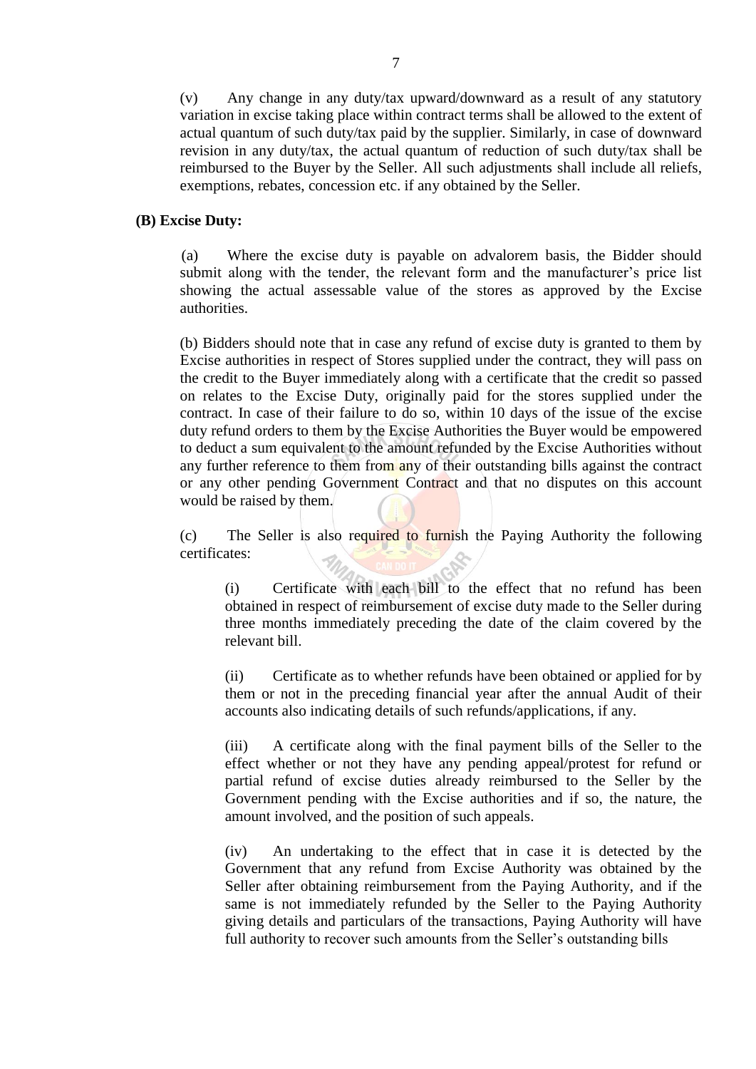(v) Any change in any duty/tax upward/downward as a result of any statutory variation in excise taking place within contract terms shall be allowed to the extent of actual quantum of such duty/tax paid by the supplier. Similarly, in case of downward revision in any duty/tax, the actual quantum of reduction of such duty/tax shall be reimbursed to the Buyer by the Seller. All such adjustments shall include all reliefs, exemptions, rebates, concession etc. if any obtained by the Seller.

**(B) Excise Duty:**

(a) Where the excise duty is payable on advalorem basis, the Bidder should submit along with the tender, the relevant form and the manufacturer's price list showing the actual assessable value of the stores as approved by the Excise authorities.

(b) Bidders should note that in case any refund of excise duty is granted to them by Excise authorities in respect of Stores supplied under the contract, they will pass on the credit to the Buyer immediately along with a certificate that the credit so passed on relates to the Excise Duty, originally paid for the stores supplied under the contract. In case of their failure to do so, within 10 days of the issue of the excise duty refund orders to them by the Excise Authorities the Buyer would be empowered to deduct a sum equivalent to the amount refunded by the Excise Authorities without any further reference to them from any of their outstanding bills against the contract or any other pending Government Contract and that no disputes on this account would be raised by them.

(c) The Seller is also required to furnish the Paying Authority the following certificates:

(i) Certificate with each bill to the effect that no refund has been obtained in respect of reimbursement of excise duty made to the Seller during three months immediately preceding the date of the claim covered by the relevant bill.

(ii) Certificate as to whether refunds have been obtained or applied for by them or not in the preceding financial year after the annual Audit of their accounts also indicating details of such refunds/applications, if any.

(iii) A certificate along with the final payment bills of the Seller to the effect whether or not they have any pending appeal/protest for refund or partial refund of excise duties already reimbursed to the Seller by the Government pending with the Excise authorities and if so, the nature, the amount involved, and the position of such appeals.

(iv) An undertaking to the effect that in case it is detected by the Government that any refund from Excise Authority was obtained by the Seller after obtaining reimbursement from the Paying Authority, and if the same is not immediately refunded by the Seller to the Paying Authority giving details and particulars of the transactions, Paying Authority will have full authority to recover such amounts from the Seller's outstanding bills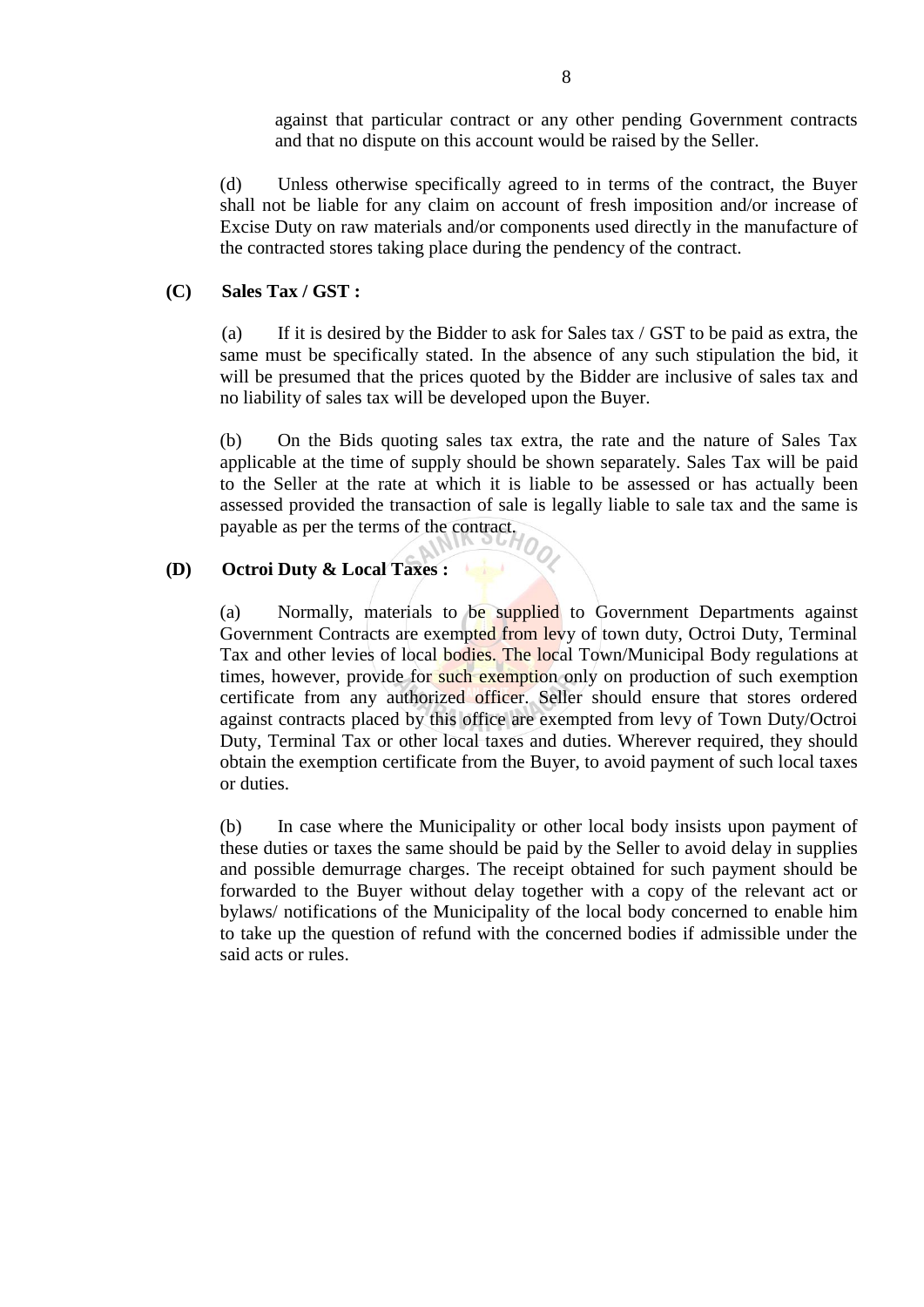against that particular contract or any other pending Government contracts and that no dispute on this account would be raised by the Seller.

(d) Unless otherwise specifically agreed to in terms of the contract, the Buyer shall not be liable for any claim on account of fresh imposition and/or increase of Excise Duty on raw materials and/or components used directly in the manufacture of the contracted stores taking place during the pendency of the contract.

**(C) Sales Tax / GST :**

(a) If it is desired by the Bidder to ask for Sales tax / GST to be paid as extra, the same must be specifically stated. In the absence of any such stipulation the bid, it will be presumed that the prices quoted by the Bidder are inclusive of sales tax and no liability of sales tax will be developed upon the Buyer.

(b) On the Bids quoting sales tax extra, the rate and the nature of Sales Tax applicable at the time of supply should be shown separately. Sales Tax will be paid to the Seller at the rate at which it is liable to be assessed or has actually been assessed provided the transaction of sale is legally liable to sale tax and the same is payable as per the terms of the contract.

**(D) Octroi Duty & Local Taxes :**

(a) Normally, materials to be supplied to Government Departments against Government Contracts are exempted from levy of town duty, Octroi Duty, Terminal Tax and other levies of local bodies. The local Town/Municipal Body regulations at times, however, provide for such exemption only on production of such exemption certificate from any authorized officer. Seller should ensure that stores ordered against contracts placed by this office are exempted from levy of Town Duty/Octroi Duty, Terminal Tax or other local taxes and duties. Wherever required, they should obtain the exemption certificate from the Buyer, to avoid payment of such local taxes or duties.

(b) In case where the Municipality or other local body insists upon payment of these duties or taxes the same should be paid by the Seller to avoid delay in supplies and possible demurrage charges. The receipt obtained for such payment should be forwarded to the Buyer without delay together with a copy of the relevant act or bylaws/ notifications of the Municipality of the local body concerned to enable him to take up the question of refund with the concerned bodies if admissible under the said acts or rules.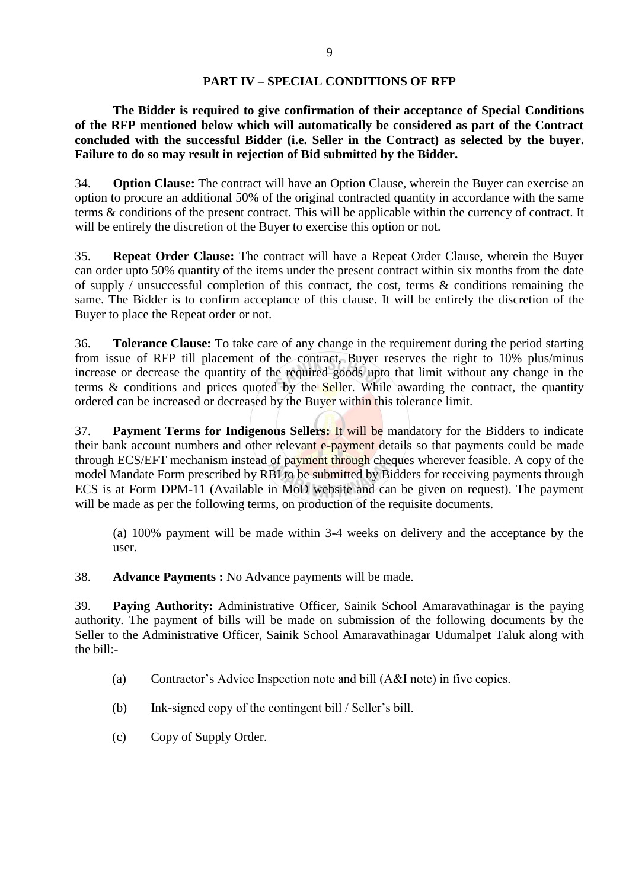## PART IV – SPECIAL CONDITIONS OF RFP

**The Bidder is required to give confirmation of their acceptance of Special Conditions of the RFP mentioned below which will automatically be considered as part of the Contract concluded with the successful Bidder (i.e. Seller in the Contract) as selected by the buyer. Failure to do so may result in rejection of Bid submitted by the Bidder.**

34. **Option Clause:** The contract will have an Option Clause, wherein the Buyer can exercise an option to procure an additional 50% of the original contracted quantity in accordance with the same terms & conditions of the present contract. This will be applicable within the currency of contract. It will be entirely the discretion of the Buyer to exercise this option or not.

35. **Repeat Order Clause:** The contract will have a Repeat Order Clause, wherein the Buyer can order upto 50% quantity of the items under the present contract within six months from the date of supply / unsuccessful completion of this contract, the cost, terms & conditions remaining the same. The Bidder is to confirm acceptance of this clause. It will be entirely the discretion of the Buyer to place the Repeat order or not.

36. **Tolerance Clause:** To take care of any change in the requirement during the period starting from issue of RFP till placement of the contract, Buyer reserves the right to 10% plus/minus increase or decrease the quantity of the required goods upto that limit without any change in the terms & conditions and prices quoted by the Seller. While awarding the contract, the quantity ordered can be increased or decreased by the Buyer within this tolerance limit.

37. **Payment Terms for Indigenous Sellers:** It will be mandatory for the Bidders to indicate their bank account numbers and other relevant e-payment details so that payments could be made through ECS/EFT mechanism instead of payment through cheques wherever feasible. A copy of the model Mandate Form prescribed by RBI to be submitted by Bidders for receiving payments through ECS is at Form DPM-11 (Available in MoD website and can be given on request). The payment will be made as per the following terms, on production of the requisite documents.

(a) 100% payment will be made within 3-4 weeks on delivery and the acceptance by the user.

38. **Advance Payments :** No Advance payments will be made.

39. **Paying Authority:** Administrative Officer, Sainik School Amaravathinagar is the paying authority. The payment of bills will be made on submission of the following documents by the Seller to the Administrative Officer, Sainik School Amaravathinagar Udumalpet Taluk along with the bill:-

(a) Contractor's Advice Inspection note and bill (A&I note) in five copies.

(b) Ink-signed copy of the contingent bill / Seller's bill.

(c) Copy of Supply Order.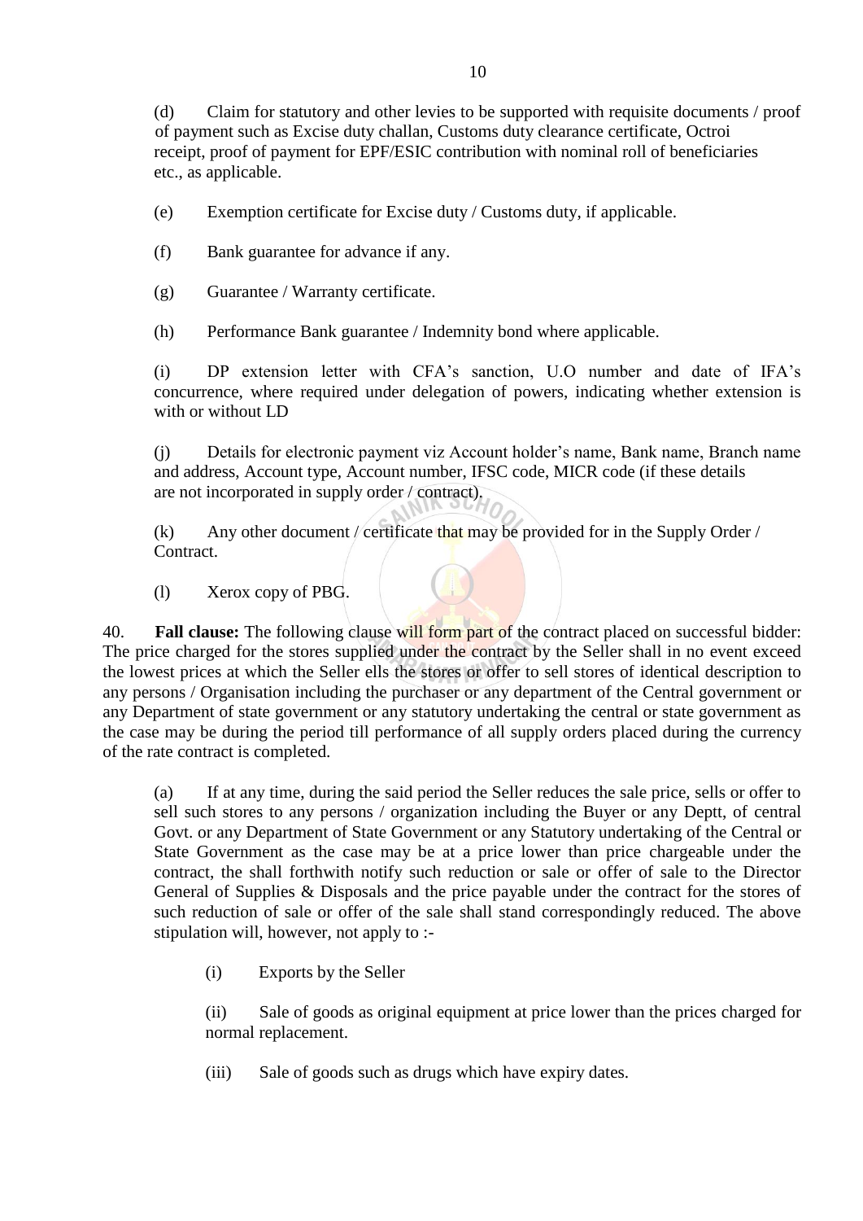(d) Claim for statutory and other levies to be supported with requisite documents / proof of payment such as Excise duty challan, Customs duty clearance certificate, Octroi receipt, proof of payment for EPF/ESIC contribution with nominal roll of beneficiaries etc., as applicable.

(e) Exemption certificate for Excise duty / Customs duty, if applicable.

(f) Bank guarantee for advance if any.

(g) Guarantee / Warranty certificate.

(h) Performance Bank guarantee / Indemnity bond where applicable.

(i) DP extension letter with CFA's sanction, U.O number and date of IFA's concurrence, where required under delegation of powers, indicating whether extension is with or without LD

(j) Details for electronic payment viz Account holder's name, Bank name, Branch name and address, Account type, Account number, IFSC code, MICR code (if these details are not incorporated in supply order / contract).

(k) Any other document / certificate that may be provided for in the Supply Order / Contract.

(l) Xerox copy of PBG.

40. **Fall clause:** The following clause will form part of the contract placed on successful bidder: The price charged for the stores supplied under the contract by the Seller shall in no event exceed the lowest prices at which the Seller ells the stores or offer to sell stores of identical description to any persons / Organisation including the purchaser or any department of the Central government or any Department of state government or any statutory undertaking the central or state government as the case may be during the period till performance of all supply orders placed during the currency of the rate contract is completed.

(a) If at any time, during the said period the Seller reduces the sale price, sells or offer to sell such stores to any persons / organization including the Buyer or any Deptt, of central Govt. or any Department of State Government or any Statutory undertaking of the Central or State Government as the case may be at a price lower than price chargeable under the contract, the shall forthwith notify such reduction or sale or offer of sale to the Director General of Supplies & Disposals and the price payable under the contract for the stores of such reduction of sale or offer of the sale shall stand correspondingly reduced. The above stipulation will, however, not apply to :-

(i) Exports by the Seller

(ii) Sale of goods as original equipment at price lower than the prices charged for normal replacement.

(iii) Sale of goods such as drugs which have expiry dates.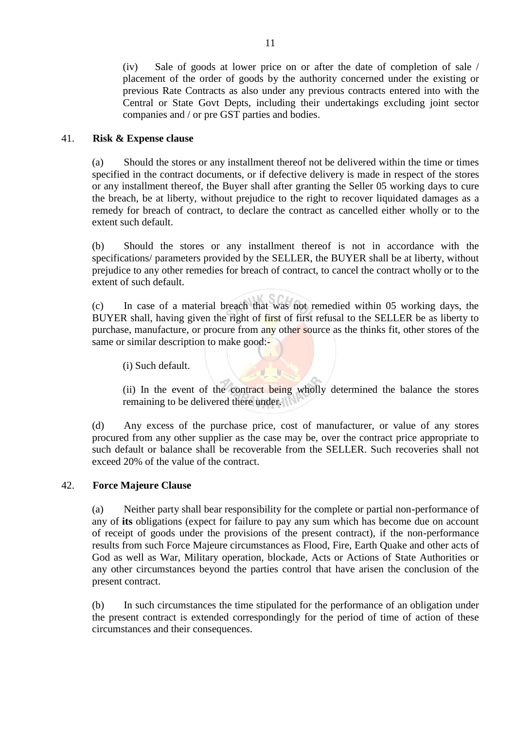(iv) Sale of goods at lower price on or after the date of completion of sale / placement of the order of goods by the authority concerned under the existing or previous Rate Contracts as also under any previous contracts entered into with the Central or State Govt Depts, including their undertakings excluding joint sector companies and / or pre GST parties and bodies.

41. **Risk & Expense clause**

(a) Should the stores or any installment thereof not be delivered within the time or times specified in the contract documents, or if defective delivery is made in respect of the stores or any installment thereof, the Buyer shall after granting the Seller 05 working days to cure the breach, be at liberty, without prejudice to the right to recover liquidated damages as a remedy for breach of contract, to declare the contract as cancelled either wholly or to the extent such default.

(b) Should the stores or any installment thereof is not in accordance with the specifications/ parameters provided by the SELLER, the BUYER shall be at liberty, without prejudice to any other remedies for breach of contract, to cancel the contract wholly or to the extent of such default.

(c) In case of a material breach that was not remedied within 05 working days, the BUYER shall, having given the right of first of first refusal to the SELLER be as liberty to purchase, manufacture, or procure from any other source as the thinks fit, other stores of the same or similar description to make good:-

(i) Such default.

(ii) In the event of the contract being wholly determined the balance the stores remaining to be delivered there under.

(d) Any excess of the purchase price, cost of manufacturer, or value of any stores procured from any other supplier as the case may be, over the contract price appropriate to such default or balance shall be recoverable from the SELLER. Such recoveries shall not exceed 20% of the value of the contract.

42. **Force Majeure Clause**

(a) Neither party shall bear responsibility for the complete or partial non-performance of any of **its** obligations (expect for failure to pay any sum which has become due on account of receipt of goods under the provisions of the present contract), if the non-performance results from such Force Majeure circumstances as Flood, Fire, Earth Quake and other acts of God as well as War, Military operation, blockade, Acts or Actions of State Authorities or any other circumstances beyond the parties control that have arisen the conclusion of the present contract.

(b) In such circumstances the time stipulated for the performance of an obligation under the present contract is extended correspondingly for the period of time of action of these circumstances and their consequences.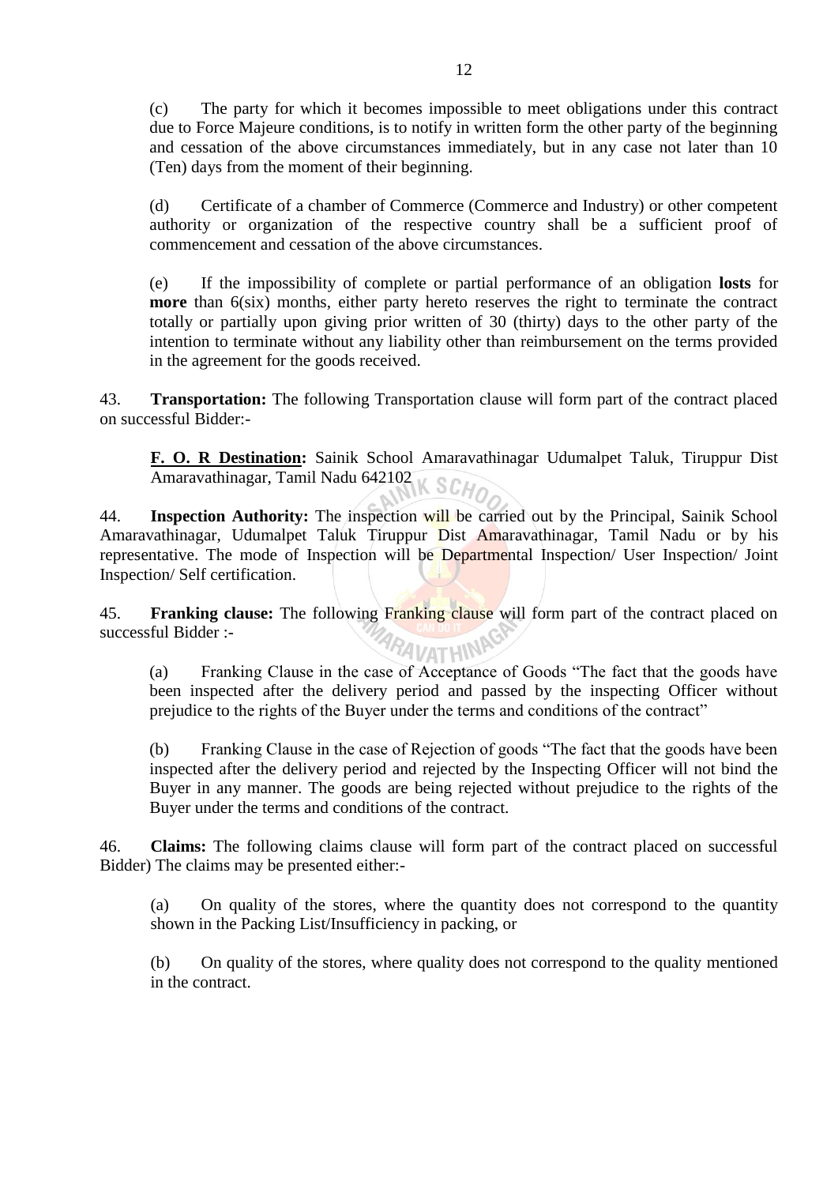(c) The party for which it becomes impossible to meet obligations under this contract due to Force Majeure conditions, is to notify in written form the other party of the beginning and cessation of the above circumstances immediately, but in any case not later than 10 (Ten) days from the moment of their beginning.

(d) Certificate of a chamber of Commerce (Commerce and Industry) or other competent authority or organization of the respective country shall be a sufficient proof of commencement and cessation of the above circumstances.

(e) If the impossibility of complete or partial performance of an obligation **losts** for **more** than 6(six) months, either party hereto reserves the right to terminate the contract totally or partially upon giving prior written of 30 (thirty) days to the other party of the intention to terminate without any liability other than reimbursement on the terms provided in the agreement for the goods received.

43. **Transportation:** The following Transportation clause will form part of the contract placed on successful Bidder:-

**F. O. R Destination:** Sainik School Amaravathinagar Udumalpet Taluk, Tiruppur Dist Amaravathinagar, Tamil Nadu 642102

44. **Inspection Authority:** The inspection will be carried out by the Principal, Sainik School Amaravathinagar, Udumalpet Taluk Tiruppur Dist Amaravathinagar, Tamil Nadu or by his representative. The mode of Inspection will be Departmental Inspection/ User Inspection/ Joint Inspection/ Self certification.

45. **Franking clause:** The following Franking clause will form part of the contract placed on successful Bidder :-

(a) Franking Clause in the case of Acceptance of Goods "The fact that the goods have been inspected after the delivery period and passed by the inspecting Officer without prejudice to the rights of the Buyer under the terms and conditions of the contract"

(b) Franking Clause in the case of Rejection of goods "The fact that the goods have been inspected after the delivery period and rejected by the Inspecting Officer will not bind the Buyer in any manner. The goods are being rejected without prejudice to the rights of the Buyer under the terms and conditions of the contract.

46. **Claims:** The following claims clause will form part of the contract placed on successful Bidder) The claims may be presented either:-

(a) On quality of the stores, where the quantity does not correspond to the quantity shown in the Packing List/Insufficiency in packing, or

(b) On quality of the stores, where quality does not correspond to the quality mentioned in the contract.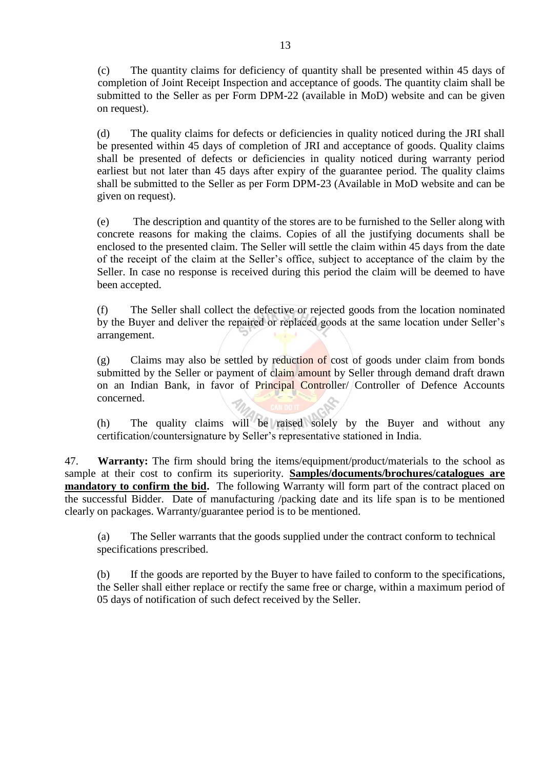(c) The quantity claims for deficiency of quantity shall be presented within 45 days of completion of Joint Receipt Inspection and acceptance of goods. The quantity claim shall be submitted to the Seller as per Form DPM-22 (available in MoD) website and can be given on request).

(d) The quality claims for defects or deficiencies in quality noticed during the JRI shall be presented within 45 days of completion of JRI and acceptance of goods. Quality claims shall be presented of defects or deficiencies in quality noticed during warranty period earliest but not later than 45 days after expiry of the guarantee period. The quality claims shall be submitted to the Seller as per Form DPM-23 (Available in MoD website and can be given on request).

(e) The description and quantity of the stores are to be furnished to the Seller along with concrete reasons for making the claims. Copies of all the justifying documents shall be enclosed to the presented claim. The Seller will settle the claim within 45 days from the date of the receipt of the claim at the Seller's office, subject to acceptance of the claim by the Seller. In case no response is received during this period the claim will be deemed to have been accepted.

(f) The Seller shall collect the defective or rejected goods from the location nominated by the Buyer and deliver the repaired or replaced goods at the same location under Seller's arrangement.

(g) Claims may also be settled by reduction of cost of goods under claim from bonds submitted by the Seller or payment of claim amount by Seller through demand draft drawn on an Indian Bank, in favor of Principal Controller/ Controller of Defence Accounts concerned.

(h) The quality claims will be raised solely by the Buyer and without any certification/countersignature by Seller's representative stationed in India.

47. **Warranty:** The firm should bring the items/equipment/product/materials to the school as sample at their cost to confirm its superiority. **Samples/documents/brochures/catalogues are mandatory to confirm the bid.** The following Warranty will form part of the contract placed on the successful Bidder. Date of manufacturing /packing date and its life span is to be mentioned clearly on packages. Warranty/guarantee period is to be mentioned.

(a) The Seller warrants that the goods supplied under the contract conform to technical specifications prescribed.

(b) If the goods are reported by the Buyer to have failed to conform to the specifications, the Seller shall either replace or rectify the same free or charge, within a maximum period of 05 days of notification of such defect received by the Seller.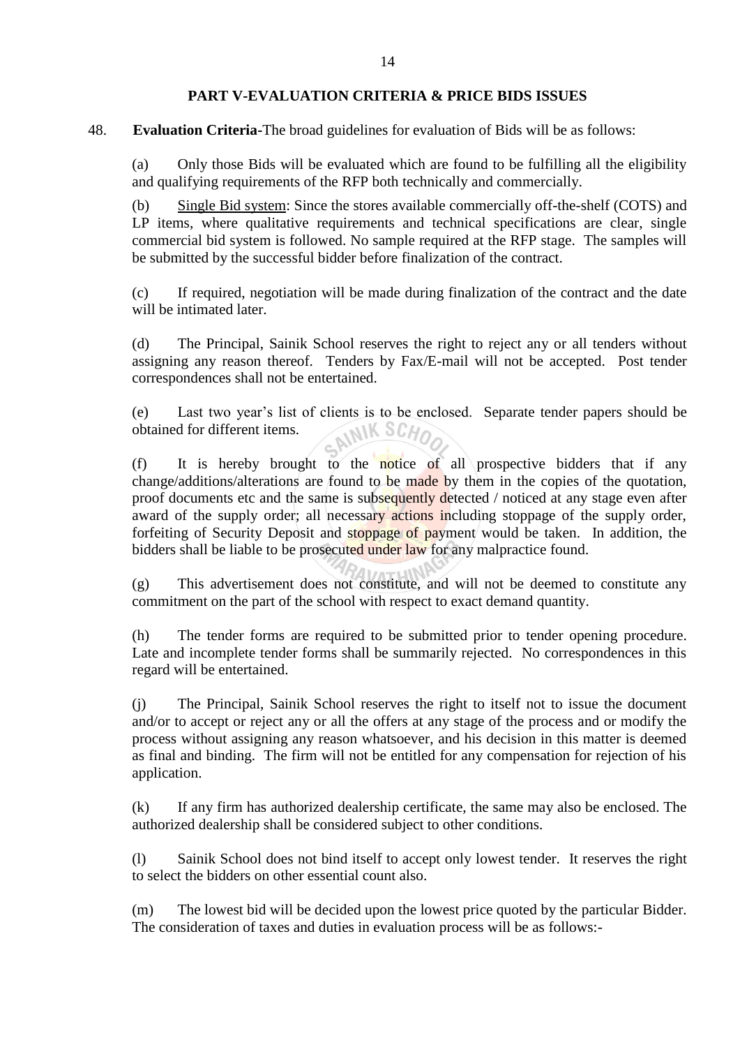## PART V-EVALUATION CRITERIA & PRICE BIDS ISSUES

48. **Evaluation Criteria**-The broad guidelines for evaluation of Bids will be as follows:

(a) Only those Bids will be evaluated which are found to be fulfilling all the eligibility and qualifying requirements of the RFP both technically and commercially.

(b) Single Bid system: Since the stores available commercially off-the-shelf (COTS) and LP items, where qualitative requirements and technical specifications are clear, single commercial bid system is followed. No sample required at the RFP stage. The samples will be submitted by the successful bidder before finalization of the contract.

(c) If required, negotiation will be made during finalization of the contract and the date will be intimated later.

(d) The Principal, Sainik School reserves the right to reject any or all tenders without assigning any reason thereof. Tenders by Fax/E-mail will not be accepted. Post tender correspondences shall not be entertained.

(e) Last two year's list of clients is to be enclosed. Separate tender papers should be obtained for different items.

(f) It is hereby brought to the notice of all prospective bidders that if any change/additions/alterations are found to be made by them in the copies of the quotation, proof documents etc and the same is subsequently detected / noticed at any stage even after award of the supply order; all necessary actions including stoppage of the supply order, forfeiting of Security Deposit and stoppage of payment would be taken. In addition, the bidders shall be liable to be prosecuted under law for any malpractice found.

(g) This advertisement does not constitute, and will not be deemed to constitute any commitment on the part of the school with respect to exact demand quantity.

(h) The tender forms are required to be submitted prior to tender opening procedure. Late and incomplete tender forms shall be summarily rejected. No correspondences in this regard will be entertained.

(j) The Principal, Sainik School reserves the right to itself not to issue the document and/or to accept or reject any or all the offers at any stage of the process and or modify the process without assigning any reason whatsoever, and his decision in this matter is deemed as final and binding. The firm will not be entitled for any compensation for rejection of his application.

(k) If any firm has authorized dealership certificate, the same may also be enclosed. The authorized dealership shall be considered subject to other conditions.

(l) Sainik School does not bind itself to accept only lowest tender. It reserves the right to select the bidders on other essential count also.

(m) The lowest bid will be decided upon the lowest price quoted by the particular Bidder. The consideration of taxes and duties in evaluation process will be as follows:-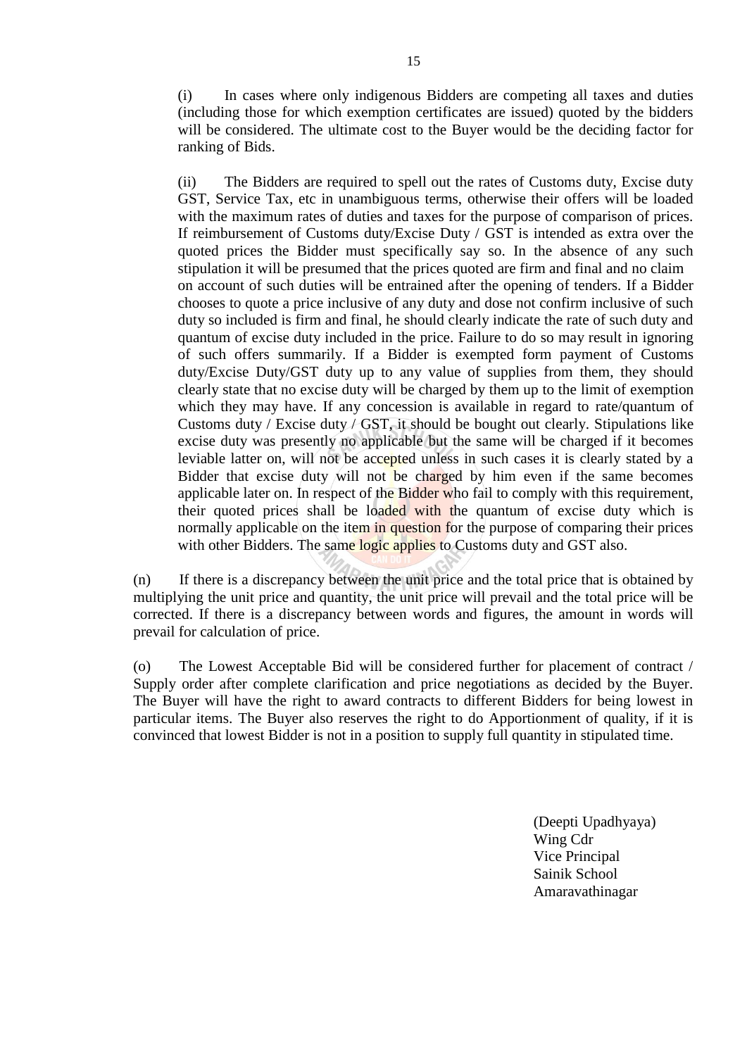(i) In cases where only indigenous Bidders are competing all taxes and duties (including those for which exemption certificates are issued) quoted by the bidders will be considered. The ultimate cost to the Buyer would be the deciding factor for ranking of Bids.

(ii) The Bidders are required to spell out the rates of Customs duty, Excise duty GST, Service Tax, etc in unambiguous terms, otherwise their offers will be loaded with the maximum rates of duties and taxes for the purpose of comparison of prices. If reimbursement of Customs duty/Excise Duty / GST is intended as extra over the quoted prices the Bidder must specifically say so. In the absence of any such stipulation it will be presumed that the prices quoted are firm and final and no claim on account of such duties will be entrained after the opening of tenders. If a Bidder chooses to quote a price inclusive of any duty and dose not confirm inclusive of such duty so included is firm and final, he should clearly indicate the rate of such duty and quantum of excise duty included in the price. Failure to do so may result in ignoring of such offers summarily. If a Bidder is exempted form payment of Customs duty/Excise Duty/GST duty up to any value of supplies from them, they should clearly state that no excise duty will be charged by them up to the limit of exemption which they may have. If any concession is available in regard to rate/quantum of Customs duty / Excise duty / GST, it should be bought out clearly. Stipulations like excise duty was presently no applicable but the same will be charged if it becomes leviable latter on, will not be accepted unless in such cases it is clearly stated by a Bidder that excise duty will not be charged by him even if the same becomes applicable later on. In respect of the Bidder who fail to comply with this requirement, their quoted prices shall be loaded with the quantum of excise duty which is normally applicable on the item in question for the purpose of comparing their prices with other Bidders. The same logic applies to Customs duty and GST also.

(n) If there is a discrepancy between the unit price and the total price that is obtained by multiplying the unit price and quantity, the unit price will prevail and the total price will be corrected. If there is a discrepancy between words and figures, the amount in words will prevail for calculation of price.

(o) The Lowest Acceptable Bid will be considered further for placement of contract / Supply order after complete clarification and price negotiations as decided by the Buyer. The Buyer will have the right to award contracts to different Bidders for being lowest in particular items. The Buyer also reserves the right to do Apportionment of quality, if it is convinced that lowest Bidder is not in a position to supply full quantity in stipulated time.

(Deepti Upadhyaya)
Wing Cdr
Vice Principal
Sainik School
Amaravathinagar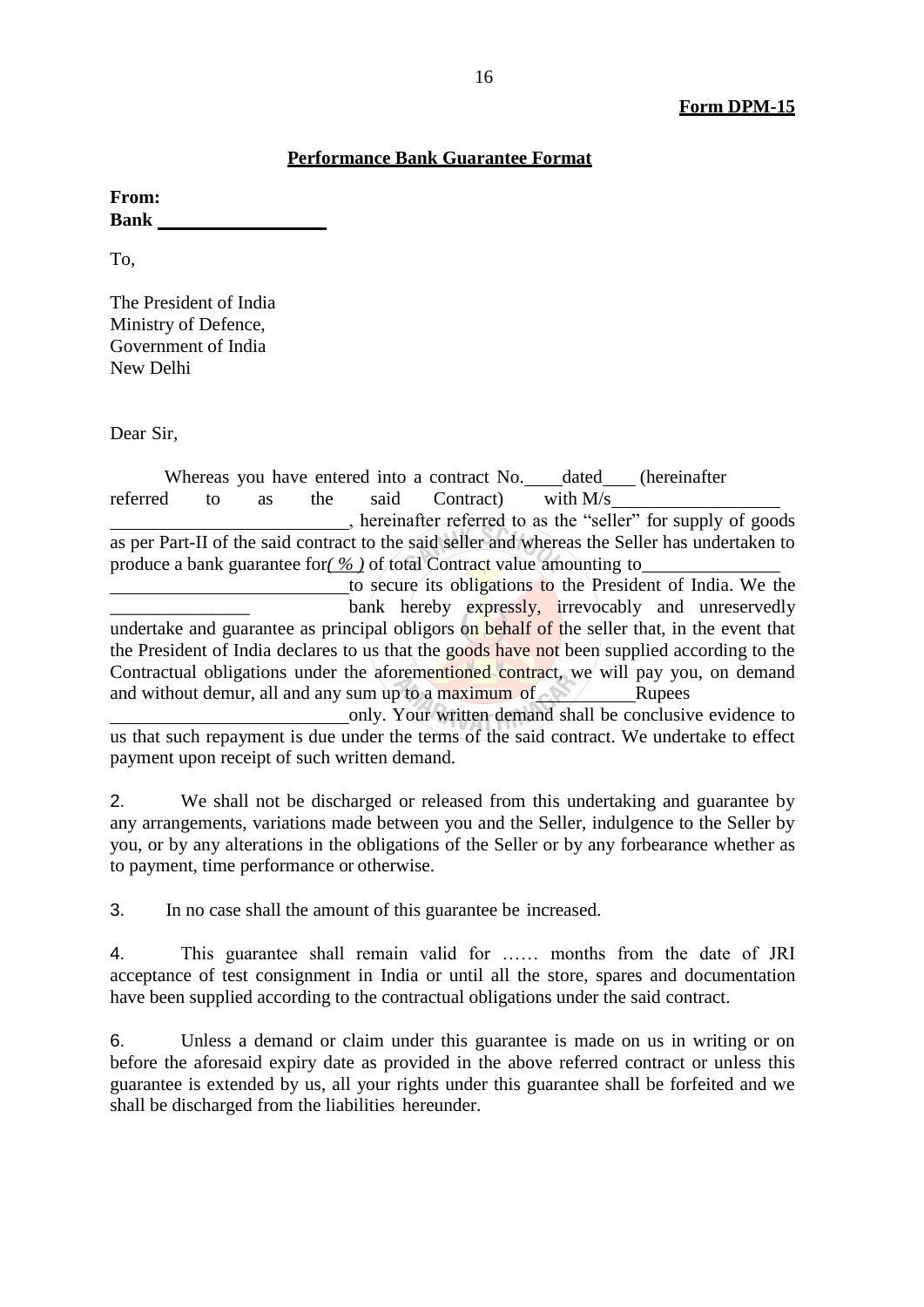**Form DPM-15**

## Performance Bank Guarantee Format

**From:**
**Bank ________________**

To,

The President of India
Ministry of Defence,
Government of India
New Delhi

Dear Sir,

Whereas you have entered into a contract No.____dated___ (hereinafter referred to as the said Contract) with M/s_________________ _________________________, hereinafter referred to as the "seller" for supply of goods as per Part-II of the said contract to the said seller and whereas the Seller has undertaken to produce a bank guarantee for*( % )* of total Contract value amounting to_______________ _________________________to secure its obligations to the President of India. We the _______________ bank hereby expressly, irrevocably and unreservedly undertake and guarantee as principal obligors on behalf of the seller that, in the event that the President of India declares to us that the goods have not been supplied according to the Contractual obligations under the aforementioned contract, we will pay you, on demand and without demur, all and any sum up to a maximum of __________Rupees _________________________only. Your written demand shall be conclusive evidence to us that such repayment is due under the terms of the said contract. We undertake to effect payment upon receipt of such written demand.

2. We shall not be discharged or released from this undertaking and guarantee by any arrangements, variations made between you and the Seller, indulgence to the Seller by you, or by any alterations in the obligations of the Seller or by any forbearance whether as to payment, time performance or otherwise.

3. In no case shall the amount of this guarantee be increased.

4. This guarantee shall remain valid for …… months from the date of JRI acceptance of test consignment in India or until all the store, spares and documentation have been supplied according to the contractual obligations under the said contract.

6. Unless a demand or claim under this guarantee is made on us in writing or on before the aforesaid expiry date as provided in the above referred contract or unless this guarantee is extended by us, all your rights under this guarantee shall be forfeited and we shall be discharged from the liabilities hereunder.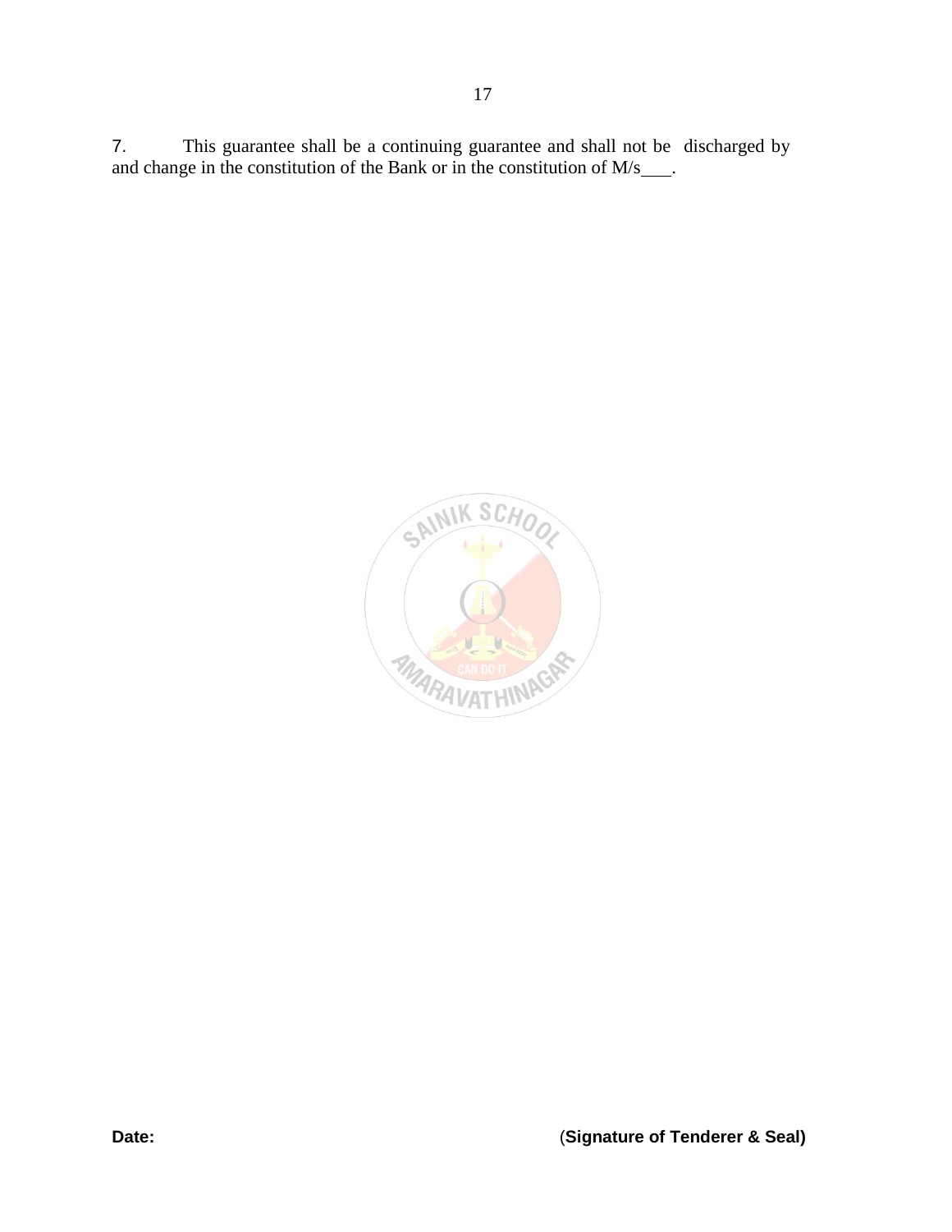7. This guarantee shall be a continuing guarantee and shall not be discharged by and change in the constitution of the Bank or in the constitution of M/s___.

**Date:** (**Signature of Tenderer & Seal)**